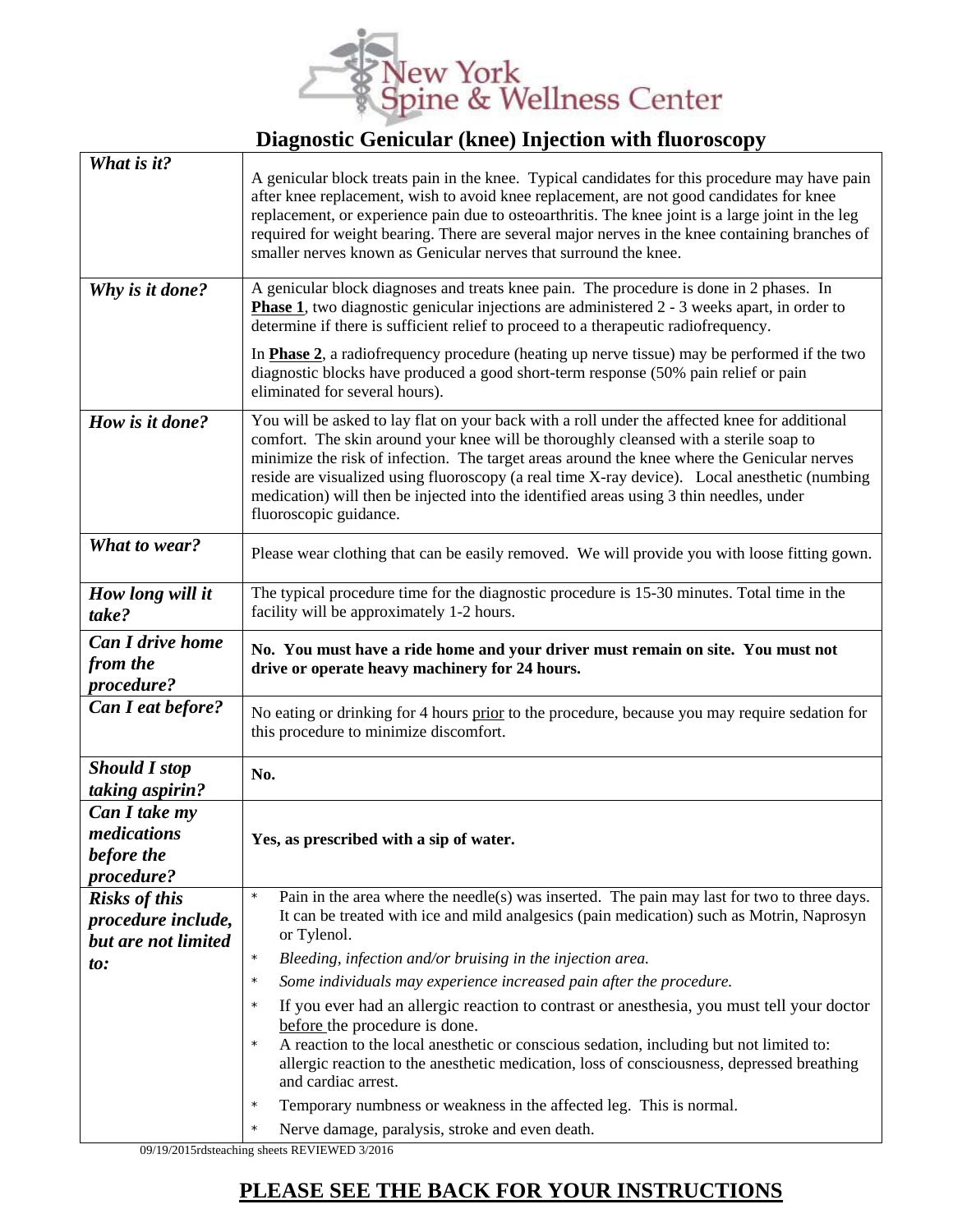# New York Spine & Wellness Center

## Diagnostic Genicular (knee) Injection with fluoroscopy

| | |
|---|---|
| ***What is it?*** | A genicular block treats pain in the knee. Typical candidates for this procedure may have pain after knee replacement, wish to avoid knee replacement, are not good candidates for knee replacement, or experience pain due to osteoarthritis. The knee joint is a large joint in the leg required for weight bearing. There are several major nerves in the knee containing branches of smaller nerves known as Genicular nerves that surround the knee. |
| ***Why is it done?*** | A genicular block diagnoses and treats knee pain. The procedure is done in 2 phases. In **Phase 1**, two diagnostic genicular injections are administered 2 - 3 weeks apart, in order to determine if there is sufficient relief to proceed to a therapeutic radiofrequency.<br><br>In **Phase 2**, a radiofrequency procedure (heating up nerve tissue) may be performed if the two diagnostic blocks have produced a good short-term response (50% pain relief or pain eliminated for several hours). |
| ***How is it done?*** | You will be asked to lay flat on your back with a roll under the affected knee for additional comfort. The skin around your knee will be thoroughly cleansed with a sterile soap to minimize the risk of infection. The target areas around the knee where the Genicular nerves reside are visualized using fluoroscopy (a real time X-ray device). Local anesthetic (numbing medication) will then be injected into the identified areas using 3 thin needles, under fluoroscopic guidance. |
| ***What to wear?*** | Please wear clothing that can be easily removed. We will provide you with loose fitting gown. |
| ***How long will it take?*** | The typical procedure time for the diagnostic procedure is 15-30 minutes. Total time in the facility will be approximately 1-2 hours. |
| ***Can I drive home from the procedure?*** | **No. You must have a ride home and your driver must remain on site. You must not drive or operate heavy machinery for 24 hours.** |
| ***Can I eat before?*** | No eating or drinking for 4 hours <u>prior</u> to the procedure, because you may require sedation for this procedure to minimize discomfort. |
| ***Should I stop taking aspirin?*** | **No.** |
| ***Can I take my medications before the procedure?*** | **Yes, as prescribed with a sip of water.** |
| ***Risks of this procedure include, but are not limited to:*** | * Pain in the area where the needle(s) was inserted. The pain may last for two to three days. It can be treated with ice and mild analgesics (pain medication) such as Motrin, Naprosyn or Tylenol.<br>* *Bleeding, infection and/or bruising in the injection area.*<br>* *Some individuals may experience increased pain after the procedure.*<br>* If you ever had an allergic reaction to contrast or anesthesia, you must tell your doctor <u>before</u> the procedure is done.<br>* A reaction to the local anesthetic or conscious sedation, including but not limited to: allergic reaction to the anesthetic medication, loss of consciousness, depressed breathing and cardiac arrest.<br>* Temporary numbness or weakness in the affected leg. This is normal.<br>* Nerve damage, paralysis, stroke and even death. |

09/19/2015rdsteaching sheets REVIEWED 3/2016

## PLEASE SEE THE BACK FOR YOUR INSTRUCTIONS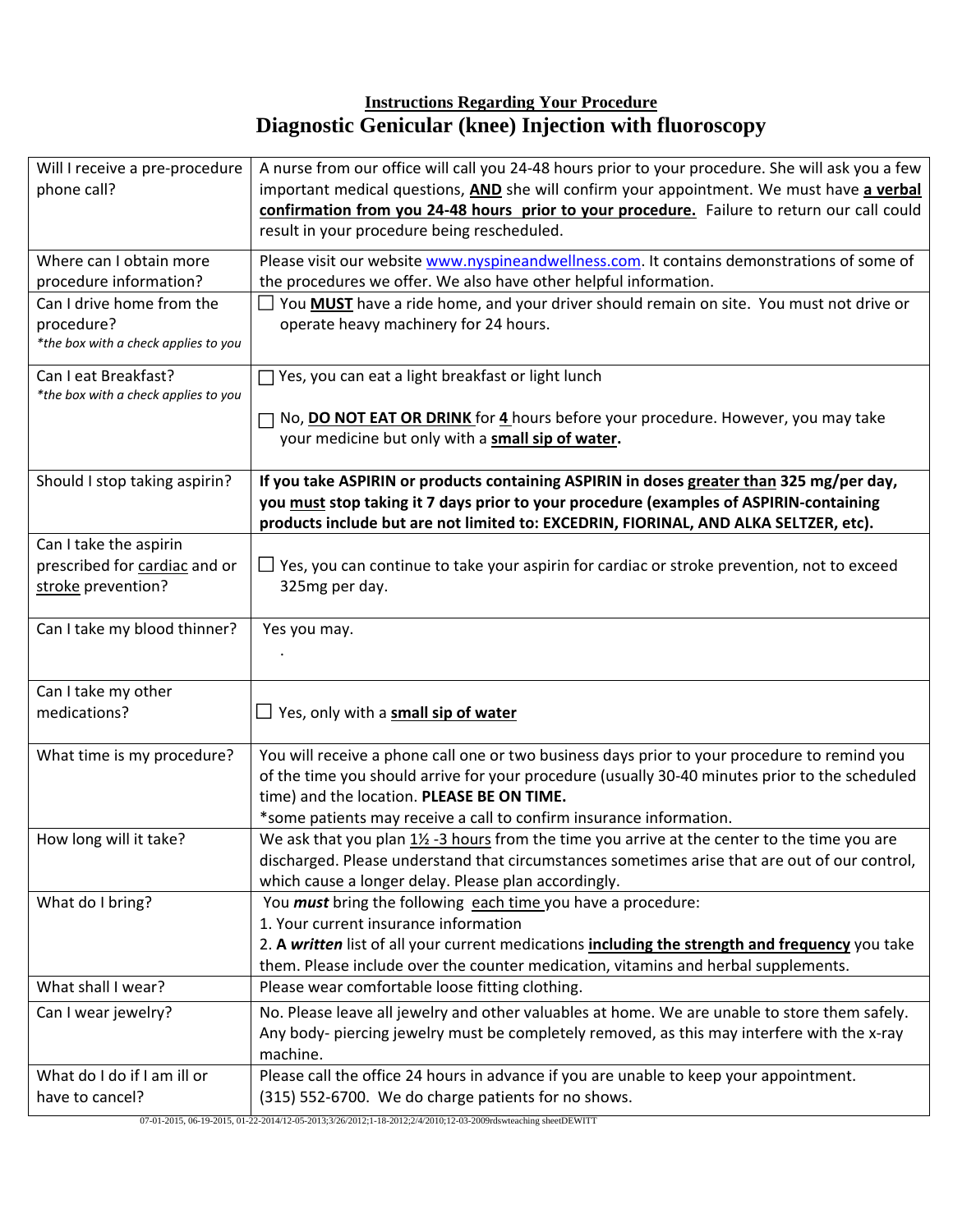**Instructions Regarding Your Procedure**

# Diagnostic Genicular (knee) Injection with fluoroscopy

| | |
|---|---|
| Will I receive a pre-procedure phone call? | A nurse from our office will call you 24-48 hours prior to your procedure. She will ask you a few important medical questions, **AND** she will confirm your appointment. We must have **a verbal confirmation from you 24-48 hours prior to your procedure.** Failure to return our call could result in your procedure being rescheduled. |
| Where can I obtain more procedure information? | Please visit our website www.nyspineandwellness.com. It contains demonstrations of some of the procedures we offer. We also have other helpful information. |
| Can I drive home from the procedure? *\*the box with a check applies to you* | ☐ You **MUST** have a ride home, and your driver should remain on site. You must not drive or operate heavy machinery for 24 hours. |
| Can I eat Breakfast? *\*the box with a check applies to you* | ☐ Yes, you can eat a light breakfast or light lunch<br><br>☐ No, **DO NOT EAT OR DRINK** for **4** hours before your procedure. However, you may take your medicine but only with a **small sip of water.** |
| Should I stop taking aspirin? | **If you take ASPIRIN or products containing ASPIRIN in doses greater than 325 mg/per day, you must stop taking it 7 days prior to your procedure (examples of ASPIRIN-containing products include but are not limited to: EXCEDRIN, FIORINAL, AND ALKA SELTZER, etc).** |
| Can I take the aspirin prescribed for cardiac and or stroke prevention? | ☐ Yes, you can continue to take your aspirin for cardiac or stroke prevention, not to exceed 325mg per day. |
| Can I take my blood thinner? | Yes you may.<br>. |
| Can I take my other medications? | ☐ Yes, only with a **small sip of water** |
| What time is my procedure? | You will receive a phone call one or two business days prior to your procedure to remind you of the time you should arrive for your procedure (usually 30-40 minutes prior to the scheduled time) and the location. **PLEASE BE ON TIME.**<br>\*some patients may receive a call to confirm insurance information. |
| How long will it take? | We ask that you plan 1½ -3 hours from the time you arrive at the center to the time you are discharged. Please understand that circumstances sometimes arise that are out of our control, which cause a longer delay. Please plan accordingly. |
| What do I bring? | You ***must*** bring the following each time you have a procedure:<br>1. Your current insurance information<br>2. **A *written*** list of all your current medications **including the strength and frequency** you take them. Please include over the counter medication, vitamins and herbal supplements. |
| What shall I wear? | Please wear comfortable loose fitting clothing. |
| Can I wear jewelry? | No. Please leave all jewelry and other valuables at home. We are unable to store them safely. Any body- piercing jewelry must be completely removed, as this may interfere with the x-ray machine. |
| What do I do if I am ill or have to cancel? | Please call the office 24 hours in advance if you are unable to keep your appointment. (315) 552-6700. We do charge patients for no shows. |

07-01-2015, 06-19-2015, 01-22-2014/12-05-2013;3/26/2012;1-18-2012;2/4/2010;12-03-2009rdswteaching sheetDEWITT